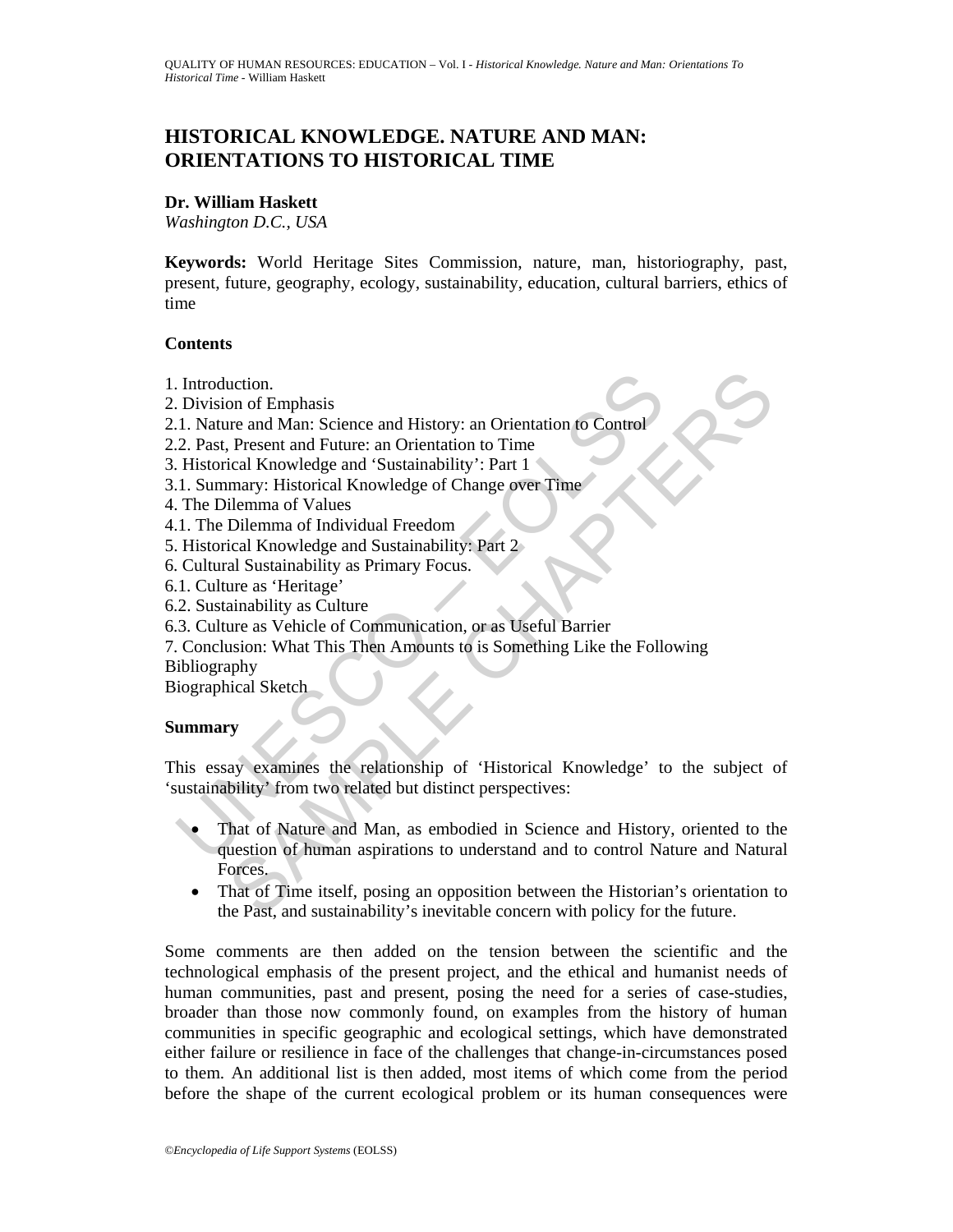# HISTORICAL KNOWLEDGE. NATURE AND MAN: ORIENTATIONS TO HISTORICAL TIME

**Dr. William Haskett**
*Washington D.C., USA*

**Keywords:** World Heritage Sites Commission, nature, man, historiography, past, present, future, geography, ecology, sustainability, education, cultural barriers, ethics of time

## Contents

1. Introduction.
2. Division of Emphasis
2.1. Nature and Man: Science and History: an Orientation to Control
2.2. Past, Present and Future: an Orientation to Time
3. Historical Knowledge and 'Sustainability': Part 1
3.1. Summary: Historical Knowledge of Change over Time
4. The Dilemma of Values
4.1. The Dilemma of Individual Freedom
5. Historical Knowledge and Sustainability: Part 2
6. Cultural Sustainability as Primary Focus.
6.1. Culture as 'Heritage'
6.2. Sustainability as Culture
6.3. Culture as Vehicle of Communication, or as Useful Barrier
7. Conclusion: What This Then Amounts to is Something Like the Following
Bibliography
Biographical Sketch

## Summary

This essay examines the relationship of 'Historical Knowledge' to the subject of 'sustainability' from two related but distinct perspectives:

- That of Nature and Man, as embodied in Science and History, oriented to the question of human aspirations to understand and to control Nature and Natural Forces.
- That of Time itself, posing an opposition between the Historian's orientation to the Past, and sustainability's inevitable concern with policy for the future.

Some comments are then added on the tension between the scientific and the technological emphasis of the present project, and the ethical and humanist needs of human communities, past and present, posing the need for a series of case-studies, broader than those now commonly found, on examples from the history of human communities in specific geographic and ecological settings, which have demonstrated either failure or resilience in face of the challenges that change-in-circumstances posed to them. An additional list is then added, most items of which come from the period before the shape of the current ecological problem or its human consequences were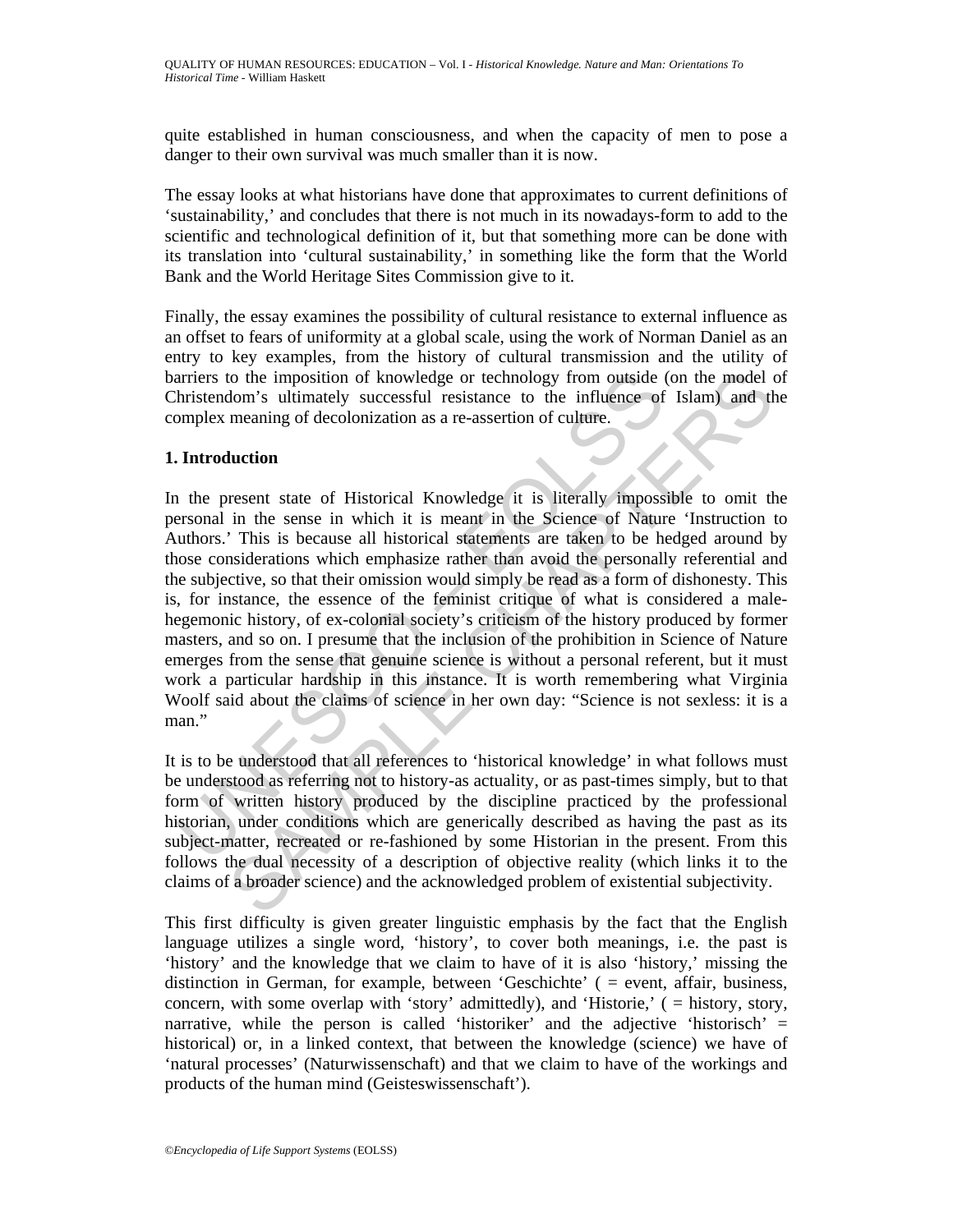quite established in human consciousness, and when the capacity of men to pose a danger to their own survival was much smaller than it is now.

The essay looks at what historians have done that approximates to current definitions of 'sustainability,' and concludes that there is not much in its nowadays-form to add to the scientific and technological definition of it, but that something more can be done with its translation into 'cultural sustainability,' in something like the form that the World Bank and the World Heritage Sites Commission give to it.

Finally, the essay examines the possibility of cultural resistance to external influence as an offset to fears of uniformity at a global scale, using the work of Norman Daniel as an entry to key examples, from the history of cultural transmission and the utility of barriers to the imposition of knowledge or technology from outside (on the model of Christendom's ultimately successful resistance to the influence of Islam) and the complex meaning of decolonization as a re-assertion of culture.

## 1. Introduction

In the present state of Historical Knowledge it is literally impossible to omit the personal in the sense in which it is meant in the Science of Nature 'Instruction to Authors.' This is because all historical statements are taken to be hedged around by those considerations which emphasize rather than avoid the personally referential and the subjective, so that their omission would simply be read as a form of dishonesty. This is, for instance, the essence of the feminist critique of what is considered a male-hegemonic history, of ex-colonial society's criticism of the history produced by former masters, and so on. I presume that the inclusion of the prohibition in Science of Nature emerges from the sense that genuine science is without a personal referent, but it must work a particular hardship in this instance. It is worth remembering what Virginia Woolf said about the claims of science in her own day: "Science is not sexless: it is a man."

It is to be understood that all references to 'historical knowledge' in what follows must be understood as referring not to history-as actuality, or as past-times simply, but to that form of written history produced by the discipline practiced by the professional historian, under conditions which are generically described as having the past as its subject-matter, recreated or re-fashioned by some Historian in the present. From this follows the dual necessity of a description of objective reality (which links it to the claims of a broader science) and the acknowledged problem of existential subjectivity.

This first difficulty is given greater linguistic emphasis by the fact that the English language utilizes a single word, 'history', to cover both meanings, i.e. the past is 'history' and the knowledge that we claim to have of it is also 'history,' missing the distinction in German, for example, between 'Geschichte' ( = event, affair, business, concern, with some overlap with 'story' admittedly), and 'Historie,' ( = history, story, narrative, while the person is called 'historiker' and the adjective 'historisch' = historical) or, in a linked context, that between the knowledge (science) we have of 'natural processes' (Naturwissenschaft) and that we claim to have of the workings and products of the human mind (Geisteswissenschaft').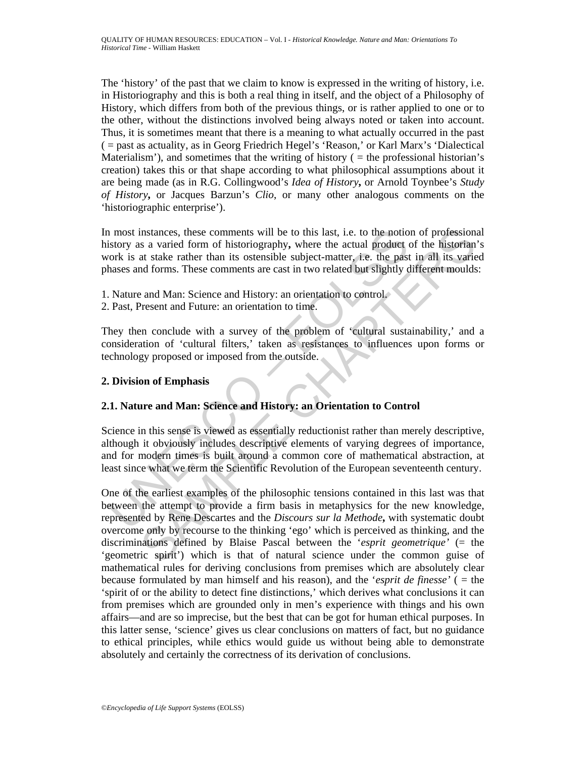The ‘history’ of the past that we claim to know is expressed in the writing of history, i.e. in Historiography and this is both a real thing in itself, and the object of a Philosophy of History, which differs from both of the previous things, or is rather applied to one or to the other, without the distinctions involved being always noted or taken into account. Thus, it is sometimes meant that there is a meaning to what actually occurred in the past ( = past as actuality, as in Georg Friedrich Hegel’s ‘Reason,’ or Karl Marx’s ‘Dialectical Materialism’), and sometimes that the writing of history ( = the professional historian’s creation) takes this or that shape according to what philosophical assumptions about it are being made (as in R.G. Collingwood’s *Idea of History*, or Arnold Toynbee’s *Study of History*, or Jacques Barzun’s *Clio*, or many other analogous comments on the ‘historiographic enterprise’).

In most instances, these comments will be to this last, i.e. to the notion of professional history as a varied form of historiography, where the actual product of the historian’s work is at stake rather than its ostensible subject-matter, i.e. the past in all its varied phases and forms. These comments are cast in two related but slightly different moulds:

1. Nature and Man: Science and History: an orientation to control.
2. Past, Present and Future: an orientation to time.

They then conclude with a survey of the problem of ‘cultural sustainability,’ and a consideration of ‘cultural filters,’ taken as resistances to influences upon forms or technology proposed or imposed from the outside.

## 2. Division of Emphasis

### 2.1. Nature and Man: Science and History: an Orientation to Control

Science in this sense is viewed as essentially reductionist rather than merely descriptive, although it obviously includes descriptive elements of varying degrees of importance, and for modern times is built around a common core of mathematical abstraction, at least since what we term the Scientific Revolution of the European seventeenth century.

One of the earliest examples of the philosophic tensions contained in this last was that between the attempt to provide a firm basis in metaphysics for the new knowledge, represented by Rene Descartes and the *Discours sur la Methode*, with systematic doubt overcome only by recourse to the thinking ‘ego’ which is perceived as thinking, and the discriminations defined by Blaise Pascal between the ‘*esprit geometrique*’ (= the ‘geometric spirit’) which is that of natural science under the common guise of mathematical rules for deriving conclusions from premises which are absolutely clear because formulated by man himself and his reason), and the ‘*esprit de finesse*’ ( = the ‘spirit of or the ability to detect fine distinctions,’ which derives what conclusions it can from premises which are grounded only in men’s experience with things and his own affairs—and are so imprecise, but the best that can be got for human ethical purposes. In this latter sense, ‘science’ gives us clear conclusions on matters of fact, but no guidance to ethical principles, while ethics would guide us without being able to demonstrate absolutely and certainly the correctness of its derivation of conclusions.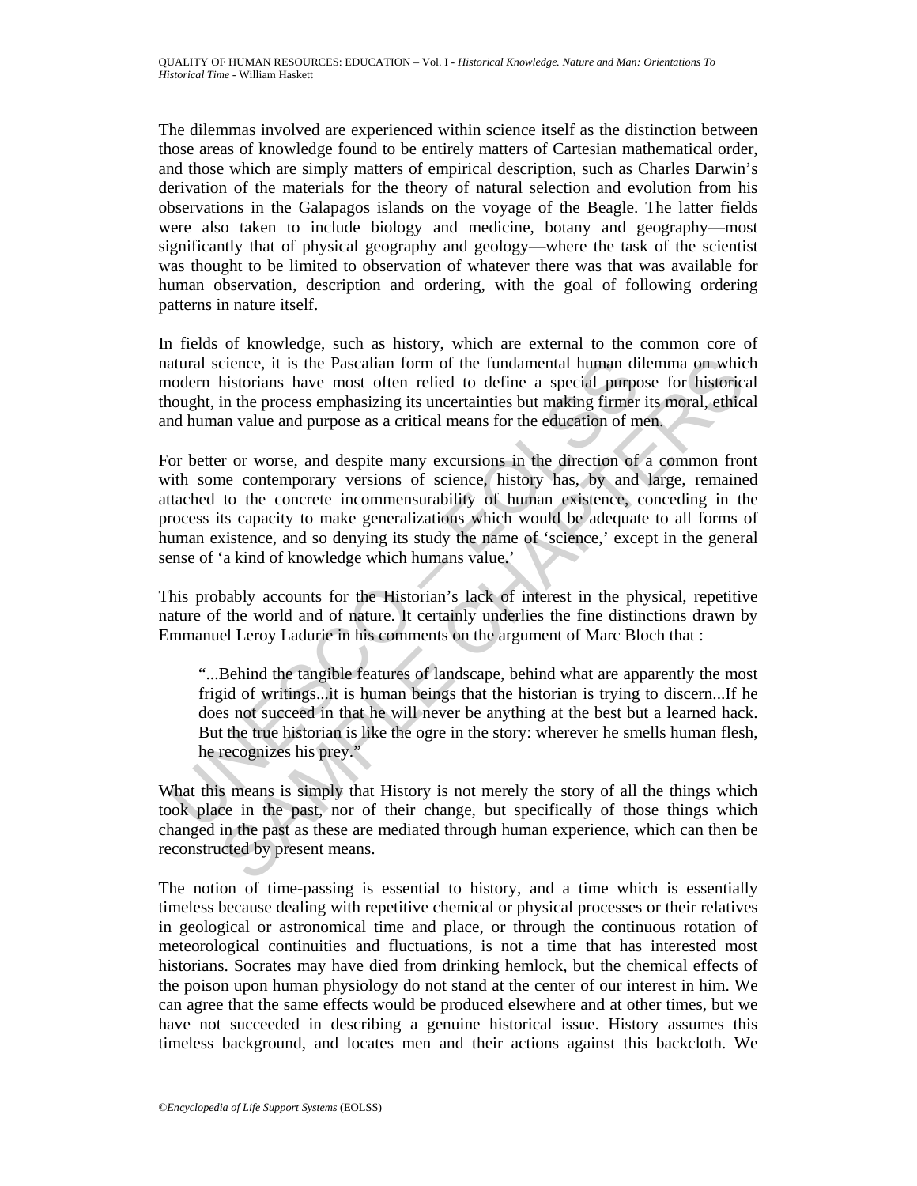The dilemmas involved are experienced within science itself as the distinction between those areas of knowledge found to be entirely matters of Cartesian mathematical order, and those which are simply matters of empirical description, such as Charles Darwin's derivation of the materials for the theory of natural selection and evolution from his observations in the Galapagos islands on the voyage of the Beagle. The latter fields were also taken to include biology and medicine, botany and geography—most significantly that of physical geography and geology—where the task of the scientist was thought to be limited to observation of whatever there was that was available for human observation, description and ordering, with the goal of following ordering patterns in nature itself.

In fields of knowledge, such as history, which are external to the common core of natural science, it is the Pascalian form of the fundamental human dilemma on which modern historians have most often relied to define a special purpose for historical thought, in the process emphasizing its uncertainties but making firmer its moral, ethical and human value and purpose as a critical means for the education of men.

For better or worse, and despite many excursions in the direction of a common front with some contemporary versions of science, history has, by and large, remained attached to the concrete incommensurability of human existence, conceding in the process its capacity to make generalizations which would be adequate to all forms of human existence, and so denying its study the name of 'science,' except in the general sense of 'a kind of knowledge which humans value.'

This probably accounts for the Historian's lack of interest in the physical, repetitive nature of the world and of nature. It certainly underlies the fine distinctions drawn by Emmanuel Leroy Ladurie in his comments on the argument of Marc Bloch that :

> "...Behind the tangible features of landscape, behind what are apparently the most frigid of writings...it is human beings that the historian is trying to discern...If he does not succeed in that he will never be anything at the best but a learned hack. But the true historian is like the ogre in the story: wherever he smells human flesh, he recognizes his prey."

What this means is simply that History is not merely the story of all the things which took place in the past, nor of their change, but specifically of those things which changed in the past as these are mediated through human experience, which can then be reconstructed by present means.

The notion of time-passing is essential to history, and a time which is essentially timeless because dealing with repetitive chemical or physical processes or their relatives in geological or astronomical time and place, or through the continuous rotation of meteorological continuities and fluctuations, is not a time that has interested most historians. Socrates may have died from drinking hemlock, but the chemical effects of the poison upon human physiology do not stand at the center of our interest in him. We can agree that the same effects would be produced elsewhere and at other times, but we have not succeeded in describing a genuine historical issue. History assumes this timeless background, and locates men and their actions against this backcloth. We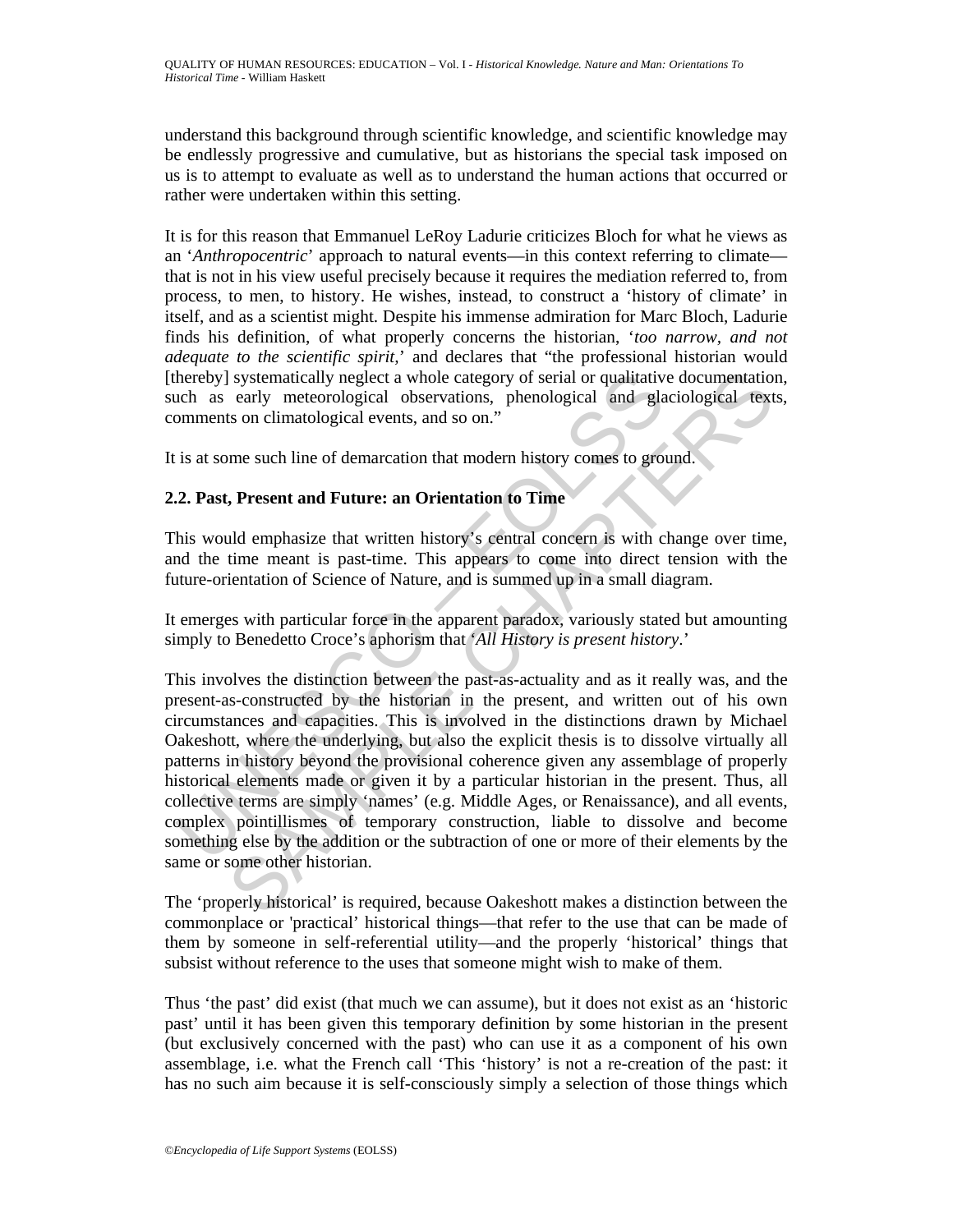understand this background through scientific knowledge, and scientific knowledge may be endlessly progressive and cumulative, but as historians the special task imposed on us is to attempt to evaluate as well as to understand the human actions that occurred or rather were undertaken within this setting.

It is for this reason that Emmanuel LeRoy Ladurie criticizes Bloch for what he views as an '*Anthropocentric*' approach to natural events—in this context referring to climate—that is not in his view useful precisely because it requires the mediation referred to, from process, to men, to history. He wishes, instead, to construct a 'history of climate' in itself, and as a scientist might. Despite his immense admiration for Marc Bloch, Ladurie finds his definition, of what properly concerns the historian, '*too narrow, and not adequate to the scientific spirit*,' and declares that "the professional historian would [thereby] systematically neglect a whole category of serial or qualitative documentation, such as early meteorological observations, phenological and glaciological texts, comments on climatological events, and so on."

It is at some such line of demarcation that modern history comes to ground.

### 2.2. Past, Present and Future: an Orientation to Time

This would emphasize that written history's central concern is with change over time, and the time meant is past-time. This appears to come into direct tension with the future-orientation of Science of Nature, and is summed up in a small diagram.

It emerges with particular force in the apparent paradox, variously stated but amounting simply to Benedetto Croce's aphorism that '*All History is present history*.'

This involves the distinction between the past-as-actuality and as it really was, and the present-as-constructed by the historian in the present, and written out of his own circumstances and capacities. This is involved in the distinctions drawn by Michael Oakeshott, where the underlying, but also the explicit thesis is to dissolve virtually all patterns in history beyond the provisional coherence given any assemblage of properly historical elements made or given it by a particular historian in the present. Thus, all collective terms are simply 'names' (e.g. Middle Ages, or Renaissance), and all events, complex pointillismes of temporary construction, liable to dissolve and become something else by the addition or the subtraction of one or more of their elements by the same or some other historian.

The 'properly historical' is required, because Oakeshott makes a distinction between the commonplace or 'practical' historical things—that refer to the use that can be made of them by someone in self-referential utility—and the properly 'historical' things that subsist without reference to the uses that someone might wish to make of them.

Thus 'the past' did exist (that much we can assume), but it does not exist as an 'historic past' until it has been given this temporary definition by some historian in the present (but exclusively concerned with the past) who can use it as a component of his own assemblage, i.e. what the French call 'This 'history' is not a re-creation of the past: it has no such aim because it is self-consciously simply a selection of those things which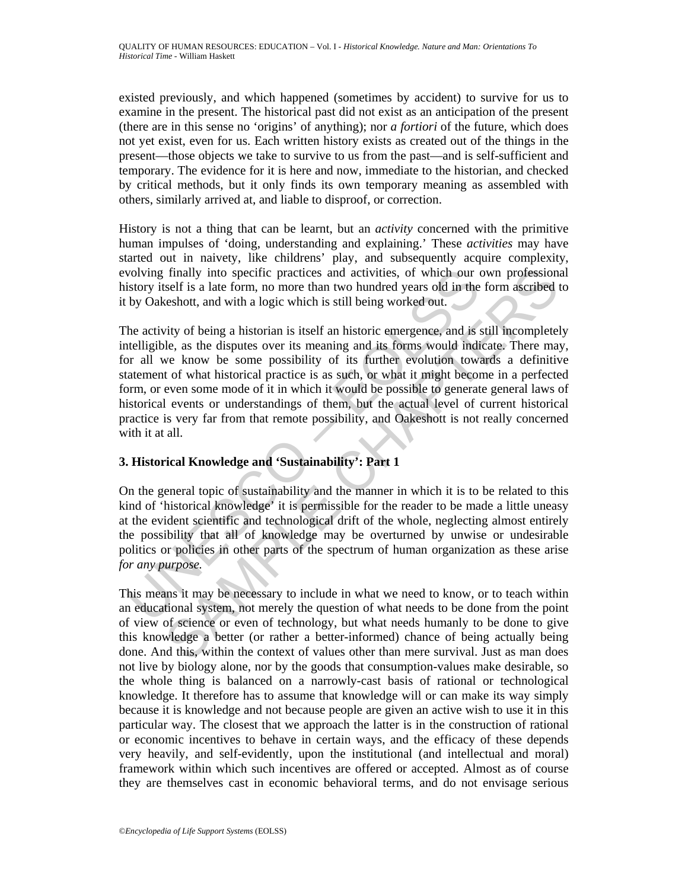existed previously, and which happened (sometimes by accident) to survive for us to examine in the present. The historical past did not exist as an anticipation of the present (there are in this sense no 'origins' of anything); nor *a fortiori* of the future, which does not yet exist, even for us. Each written history exists as created out of the things in the present—those objects we take to survive to us from the past—and is self-sufficient and temporary. The evidence for it is here and now, immediate to the historian, and checked by critical methods, but it only finds its own temporary meaning as assembled with others, similarly arrived at, and liable to disproof, or correction.

History is not a thing that can be learnt, but an *activity* concerned with the primitive human impulses of 'doing, understanding and explaining.' These *activities* may have started out in naivety, like childrens' play, and subsequently acquire complexity, evolving finally into specific practices and activities, of which our own professional history itself is a late form, no more than two hundred years old in the form ascribed to it by Oakeshott, and with a logic which is still being worked out.

The activity of being a historian is itself an historic emergence, and is still incompletely intelligible, as the disputes over its meaning and its forms would indicate. There may, for all we know be some possibility of its further evolution towards a definitive statement of what historical practice is as such, or what it might become in a perfected form, or even some mode of it in which it would be possible to generate general laws of historical events or understandings of them, but the actual level of current historical practice is very far from that remote possibility, and Oakeshott is not really concerned with it at all.

## 3. Historical Knowledge and 'Sustainability': Part 1

On the general topic of sustainability and the manner in which it is to be related to this kind of 'historical knowledge' it is permissible for the reader to be made a little uneasy at the evident scientific and technological drift of the whole, neglecting almost entirely the possibility that all of knowledge may be overturned by unwise or undesirable politics or policies in other parts of the spectrum of human organization as these arise *for any purpose.*

This means it may be necessary to include in what we need to know, or to teach within an educational system, not merely the question of what needs to be done from the point of view of science or even of technology, but what needs humanly to be done to give this knowledge a better (or rather a better-informed) chance of being actually being done. And this, within the context of values other than mere survival. Just as man does not live by biology alone, nor by the goods that consumption-values make desirable, so the whole thing is balanced on a narrowly-cast basis of rational or technological knowledge. It therefore has to assume that knowledge will or can make its way simply because it is knowledge and not because people are given an active wish to use it in this particular way. The closest that we approach the latter is in the construction of rational or economic incentives to behave in certain ways, and the efficacy of these depends very heavily, and self-evidently, upon the institutional (and intellectual and moral) framework within which such incentives are offered or accepted. Almost as of course they are themselves cast in economic behavioral terms, and do not envisage serious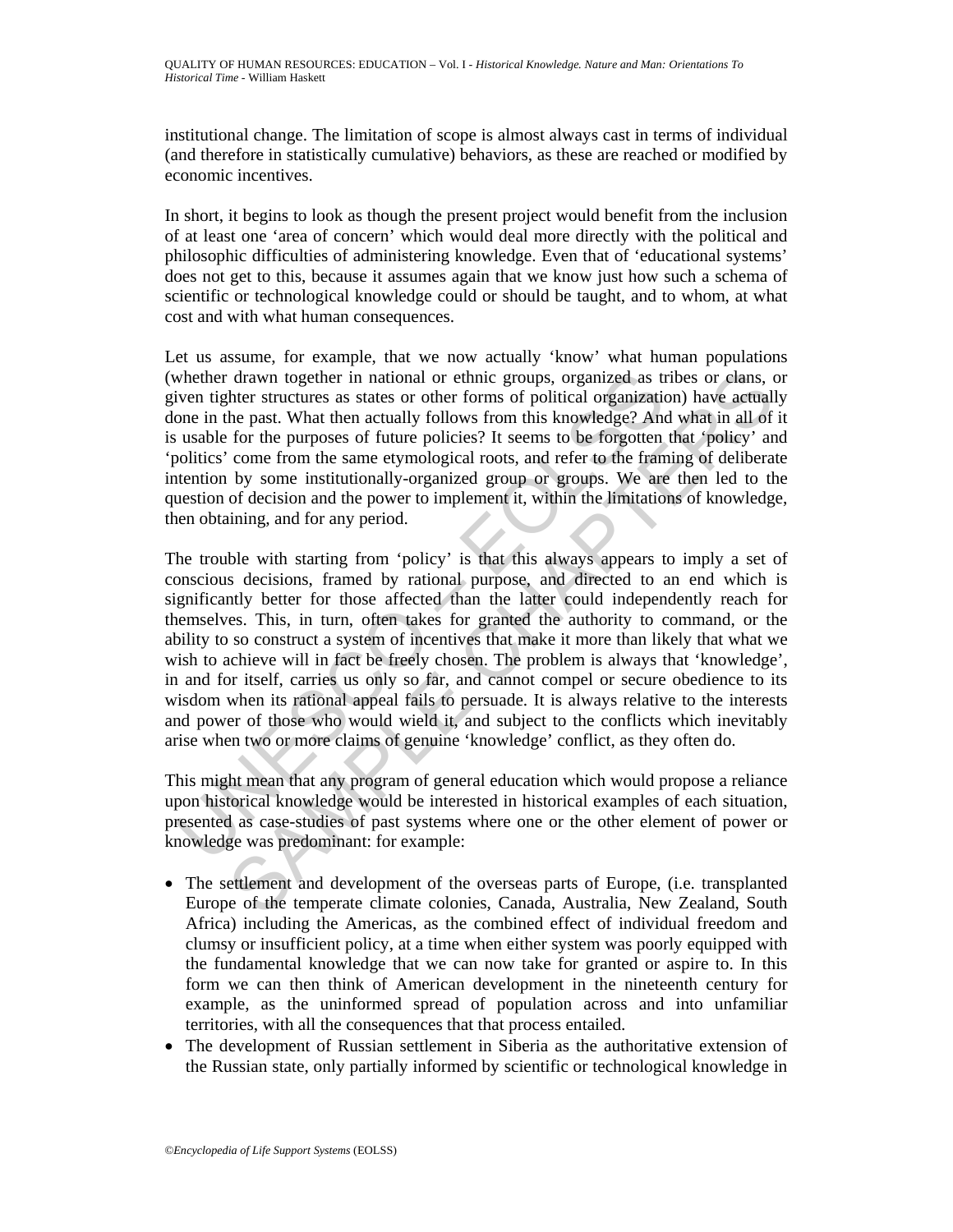institutional change. The limitation of scope is almost always cast in terms of individual (and therefore in statistically cumulative) behaviors, as these are reached or modified by economic incentives.

In short, it begins to look as though the present project would benefit from the inclusion of at least one 'area of concern' which would deal more directly with the political and philosophic difficulties of administering knowledge. Even that of 'educational systems' does not get to this, because it assumes again that we know just how such a schema of scientific or technological knowledge could or should be taught, and to whom, at what cost and with what human consequences.

Let us assume, for example, that we now actually 'know' what human populations (whether drawn together in national or ethnic groups, organized as tribes or clans, or given tighter structures as states or other forms of political organization) have actually done in the past. What then actually follows from this knowledge? And what in all of it is usable for the purposes of future policies? It seems to be forgotten that 'policy' and 'politics' come from the same etymological roots, and refer to the framing of deliberate intention by some institutionally-organized group or groups. We are then led to the question of decision and the power to implement it, within the limitations of knowledge, then obtaining, and for any period.

The trouble with starting from 'policy' is that this always appears to imply a set of conscious decisions, framed by rational purpose, and directed to an end which is significantly better for those affected than the latter could independently reach for themselves. This, in turn, often takes for granted the authority to command, or the ability to so construct a system of incentives that make it more than likely that what we wish to achieve will in fact be freely chosen. The problem is always that 'knowledge', in and for itself, carries us only so far, and cannot compel or secure obedience to its wisdom when its rational appeal fails to persuade. It is always relative to the interests and power of those who would wield it, and subject to the conflicts which inevitably arise when two or more claims of genuine 'knowledge' conflict, as they often do.

This might mean that any program of general education which would propose a reliance upon historical knowledge would be interested in historical examples of each situation, presented as case-studies of past systems where one or the other element of power or knowledge was predominant: for example:

- The settlement and development of the overseas parts of Europe, (i.e. transplanted Europe of the temperate climate colonies, Canada, Australia, New Zealand, South Africa) including the Americas, as the combined effect of individual freedom and clumsy or insufficient policy, at a time when either system was poorly equipped with the fundamental knowledge that we can now take for granted or aspire to. In this form we can then think of American development in the nineteenth century for example, as the uninformed spread of population across and into unfamiliar territories, with all the consequences that that process entailed.
- The development of Russian settlement in Siberia as the authoritative extension of the Russian state, only partially informed by scientific or technological knowledge in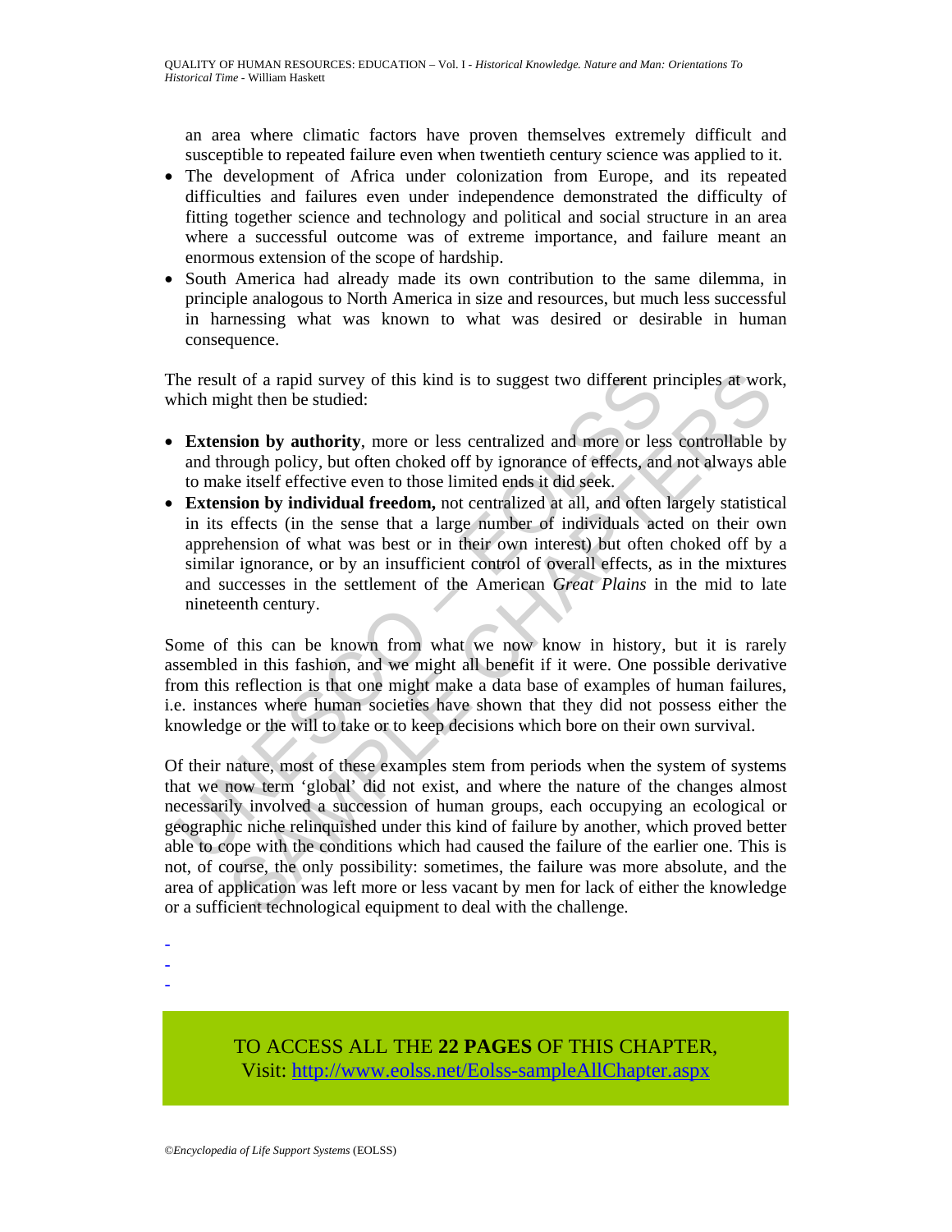an area where climatic factors have proven themselves extremely difficult and susceptible to repeated failure even when twentieth century science was applied to it.

- The development of Africa under colonization from Europe, and its repeated difficulties and failures even under independence demonstrated the difficulty of fitting together science and technology and political and social structure in an area where a successful outcome was of extreme importance, and failure meant an enormous extension of the scope of hardship.
- South America had already made its own contribution to the same dilemma, in principle analogous to North America in size and resources, but much less successful in harnessing what was known to what was desired or desirable in human consequence.

The result of a rapid survey of this kind is to suggest two different principles at work, which might then be studied:

- **Extension by authority**, more or less centralized and more or less controllable by and through policy, but often choked off by ignorance of effects, and not always able to make itself effective even to those limited ends it did seek.
- **Extension by individual freedom,** not centralized at all, and often largely statistical in its effects (in the sense that a large number of individuals acted on their own apprehension of what was best or in their own interest) but often choked off by a similar ignorance, or by an insufficient control of overall effects, as in the mixtures and successes in the settlement of the American *Great Plains* in the mid to late nineteenth century.

Some of this can be known from what we now know in history, but it is rarely assembled in this fashion, and we might all benefit if it were. One possible derivative from this reflection is that one might make a data base of examples of human failures, i.e. instances where human societies have shown that they did not possess either the knowledge or the will to take or to keep decisions which bore on their own survival.

Of their nature, most of these examples stem from periods when the system of systems that we now term 'global' did not exist, and where the nature of the changes almost necessarily involved a succession of human groups, each occupying an ecological or geographic niche relinquished under this kind of failure by another, which proved better able to cope with the conditions which had caused the failure of the earlier one. This is not, of course, the only possibility: sometimes, the failure was more absolute, and the area of application was left more or less vacant by men for lack of either the knowledge or a sufficient technological equipment to deal with the challenge.

-
-
-

TO ACCESS ALL THE **22 PAGES** OF THIS CHAPTER,
Visit: http://www.eolss.net/Eolss-sampleAllChapter.aspx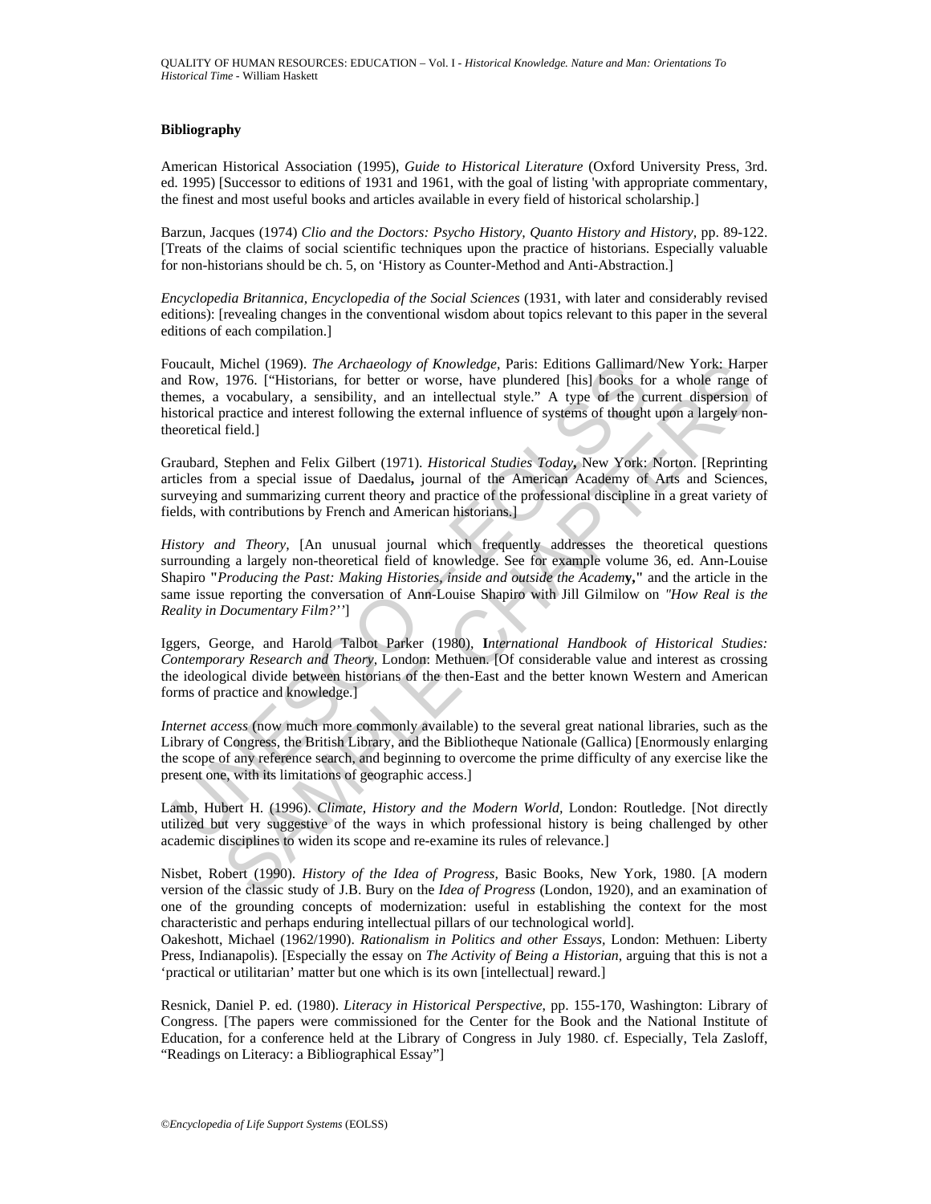### Bibliography

American Historical Association (1995), *Guide to Historical Literature* (Oxford University Press, 3rd. ed. 1995) [Successor to editions of 1931 and 1961, with the goal of listing 'with appropriate commentary, the finest and most useful books and articles available in every field of historical scholarship.]

Barzun, Jacques (1974) *Clio and the Doctors: Psycho History, Quanto History and History*, pp. 89-122. [Treats of the claims of social scientific techniques upon the practice of historians. Especially valuable for non-historians should be ch. 5, on 'History as Counter-Method and Anti-Abstraction.]

*Encyclopedia Britannica, Encyclopedia of the Social Sciences* (1931, with later and considerably revised editions): [revealing changes in the conventional wisdom about topics relevant to this paper in the several editions of each compilation.]

Foucault, Michel (1969). *The Archaeology of Knowledge*, Paris: Editions Gallimard/New York: Harper and Row, 1976. ["Historians, for better or worse, have plundered [his] books for a whole range of themes, a vocabulary, a sensibility, and an intellectual style." A type of the current dispersion of historical practice and interest following the external influence of systems of thought upon a largely non-theoretical field.]

Graubard, Stephen and Felix Gilbert (1971). *Historical Studies Today*, New York: Norton. [Reprinting articles from a special issue of Daedalus, journal of the American Academy of Arts and Sciences, surveying and summarizing current theory and practice of the professional discipline in a great variety of fields, with contributions by French and American historians.]

*History and Theory*, [An unusual journal which frequently addresses the theoretical questions surrounding a largely non-theoretical field of knowledge. See for example volume 36, ed. Ann-Louise Shapiro "*Producing the Past: Making Histories, inside and outside the Academy*," and the article in the same issue reporting the conversation of Ann-Louise Shapiro with Jill Gilmilow on *"How Real is the Reality in Documentary Film?''*]

Iggers, George, and Harold Talbot Parker (1980), *International Handbook of Historical Studies: Contemporary Research and Theory*, London: Methuen. [Of considerable value and interest as crossing the ideological divide between historians of the then-East and the better known Western and American forms of practice and knowledge.]

*Internet access* (now much more commonly available) to the several great national libraries, such as the Library of Congress, the British Library, and the Bibliotheque Nationale (Gallica) [Enormously enlarging the scope of any reference search, and beginning to overcome the prime difficulty of any exercise like the present one, with its limitations of geographic access.]

Lamb, Hubert H. (1996). *Climate, History and the Modern World*, London: Routledge. [Not directly utilized but very suggestive of the ways in which professional history is being challenged by other academic disciplines to widen its scope and re-examine its rules of relevance.]

Nisbet, Robert (1990). *History of the Idea of Progress*, Basic Books, New York, 1980. [A modern version of the classic study of J.B. Bury on the *Idea of Progress* (London, 1920), and an examination of one of the grounding concepts of modernization: useful in establishing the context for the most characteristic and perhaps enduring intellectual pillars of our technological world].

Oakeshott, Michael (1962/1990). *Rationalism in Politics and other Essays*, London: Methuen: Liberty Press, Indianapolis). [Especially the essay on *The Activity of Being a Historian*, arguing that this is not a 'practical or utilitarian' matter but one which is its own [intellectual] reward.]

Resnick, Daniel P. ed. (1980). *Literacy in Historical Perspective*, pp. 155-170, Washington: Library of Congress. [The papers were commissioned for the Center for the Book and the National Institute of Education, for a conference held at the Library of Congress in July 1980. cf. Especially, Tela Zasloff, "Readings on Literacy: a Bibliographical Essay"]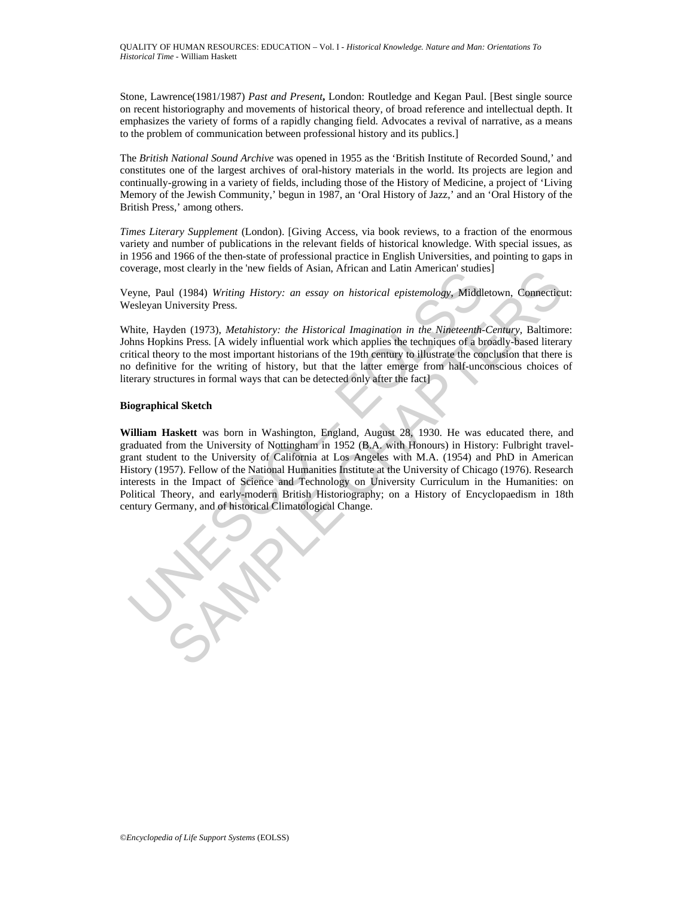Stone, Lawrence(1981/1987) *Past and Present***,** London: Routledge and Kegan Paul. [Best single source on recent historiography and movements of historical theory, of broad reference and intellectual depth. It emphasizes the variety of forms of a rapidly changing field. Advocates a revival of narrative, as a means to the problem of communication between professional history and its publics.]

The *British National Sound Archive* was opened in 1955 as the 'British Institute of Recorded Sound,' and constitutes one of the largest archives of oral-history materials in the world. Its projects are legion and continually-growing in a variety of fields, including those of the History of Medicine, a project of 'Living Memory of the Jewish Community,' begun in 1987, an 'Oral History of Jazz,' and an 'Oral History of the British Press,' among others.

*Times Literary Supplement* (London). [Giving Access, via book reviews, to a fraction of the enormous variety and number of publications in the relevant fields of historical knowledge. With special issues, as in 1956 and 1966 of the then-state of professional practice in English Universities, and pointing to gaps in coverage, most clearly in the 'new fields of Asian, African and Latin American' studies]

Veyne, Paul (1984) *Writing History: an essay on historical epistemology*, Middletown, Connecticut: Wesleyan University Press.

White, Hayden (1973), *Metahistory: the Historical Imagination in the Nineteenth-Century*, Baltimore: Johns Hopkins Press. [A widely influential work which applies the techniques of a broadly-based literary critical theory to the most important historians of the 19th century to illustrate the conclusion that there is no definitive for the writing of history, but that the latter emerge from half-unconscious choices of literary structures in formal ways that can be detected only after the fact]

### Biographical Sketch

**William Haskett** was born in Washington, England, August 28, 1930. He was educated there, and graduated from the University of Nottingham in 1952 (B.A. with Honours) in History: Fulbright travel-grant student to the University of California at Los Angeles with M.A. (1954) and PhD in American History (1957). Fellow of the National Humanities Institute at the University of Chicago (1976). Research interests in the Impact of Science and Technology on University Curriculum in the Humanities: on Political Theory, and early-modern British Historiography; on a History of Encyclopaedism in 18th century Germany, and of historical Climatological Change.